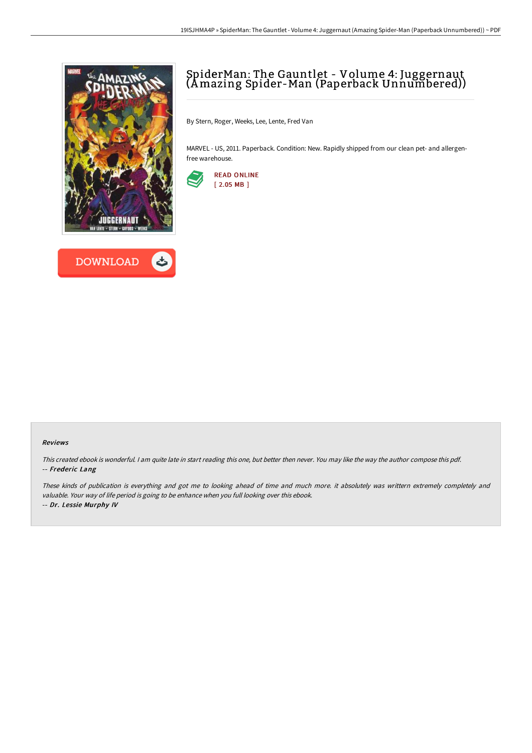# SpiderMan: The Gauntlet - Volume 4: Juggernaut (Amazing Spider-Man (Paperback Unnumbered))

By Stern, Roger, Weeks, Lee, Lente, Fred Van

MARVEL - US, 2011. Paperback. Condition: New. Rapidly shipped from our clean pet- and allergen-free warehouse.

READ ONLINE
[ 2.05 MB ]

DOWNLOAD

#### Reviews

*This created ebook is wonderful. I am quite late in start reading this one, but better then never. You may like the way the author compose this pdf.*
*-- **Frederic Lang***

*These kinds of publication is everything and got me to looking ahead of time and much more. it absolutely was writtern extremely completely and valuable. Your way of life period is going to be enhance when you full looking over this ebook.*
*-- **Dr. Lessie Murphy IV***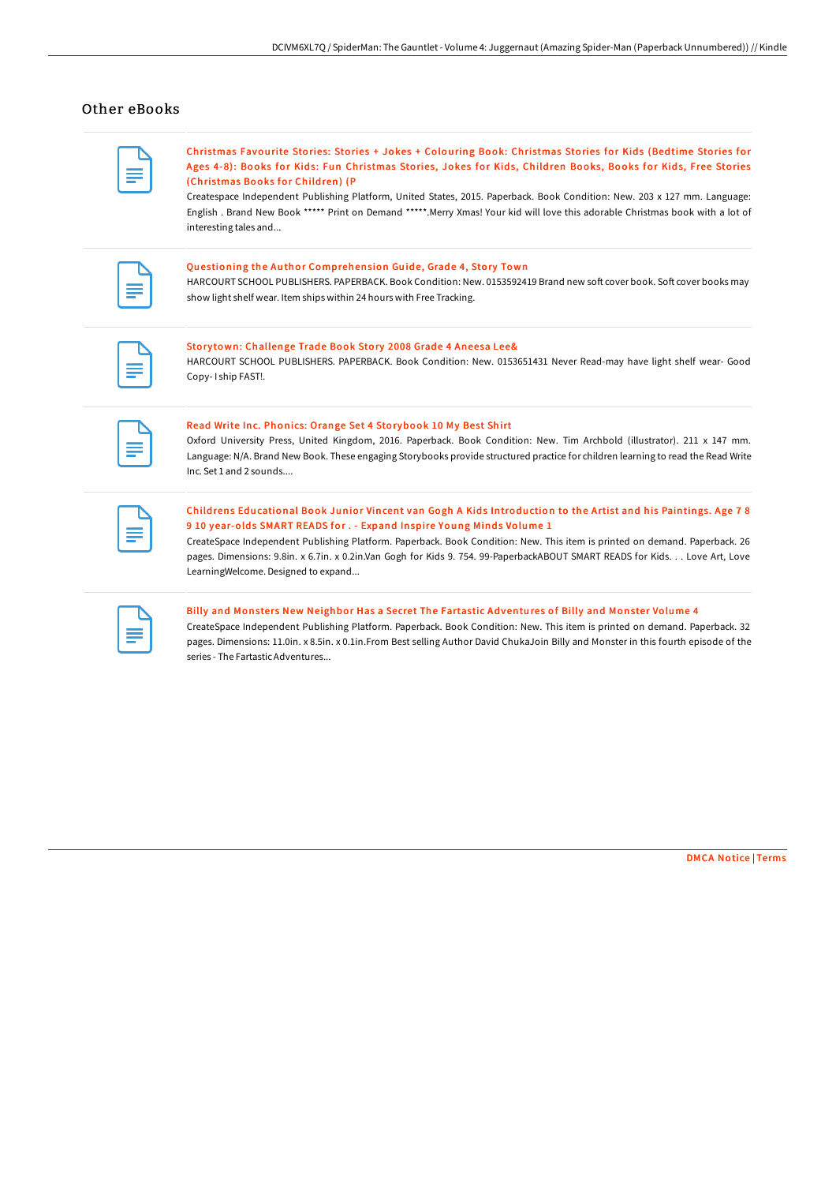## Other eBooks

**Christmas Favourite Stories: Stories + Jokes + Colouring Book: Christmas Stories for Kids (Bedtime Stories for Ages 4-8): Books for Kids: Fun Christmas Stories, Jokes for Kids, Children Books, Books for Kids, Free Stories (Christmas Books for Children) (P**

Createspace Independent Publishing Platform, United States, 2015. Paperback. Book Condition: New. 203 x 127 mm. Language: English . Brand New Book ***** Print on Demand *****.Merry Xmas! Your kid will love this adorable Christmas book with a lot of interesting tales and...

**Questioning the Author Comprehension Guide, Grade 4, Story Town**

HARCOURT SCHOOL PUBLISHERS. PAPERBACK. Book Condition: New. 0153592419 Brand new soft cover book. Soft cover books may show light shelf wear. Item ships within 24 hours with Free Tracking.

**Storytown: Challenge Trade Book Story 2008 Grade 4 Aneesa Lee&**

HARCOURT SCHOOL PUBLISHERS. PAPERBACK. Book Condition: New. 0153651431 Never Read-may have light shelf wear- Good Copy- I ship FAST!.

**Read Write Inc. Phonics: Orange Set 4 Storybook 10 My Best Shirt**

Oxford University Press, United Kingdom, 2016. Paperback. Book Condition: New. Tim Archbold (illustrator). 211 x 147 mm. Language: N/A. Brand New Book. These engaging Storybooks provide structured practice for children learning to read the Read Write Inc. Set 1 and 2 sounds....

**Childrens Educational Book Junior Vincent van Gogh A Kids Introduction to the Artist and his Paintings. Age 7 8 9 10 year-olds SMART READS for . - Expand Inspire Young Minds Volume 1**

CreateSpace Independent Publishing Platform. Paperback. Book Condition: New. This item is printed on demand. Paperback. 26 pages. Dimensions: 9.8in. x 6.7in. x 0.2in.Van Gogh for Kids 9. 754. 99-PaperbackABOUT SMART READS for Kids. . . Love Art, Love LearningWelcome. Designed to expand...

**Billy and Monsters New Neighbor Has a Secret The Fartastic Adventures of Billy and Monster Volume 4**

CreateSpace Independent Publishing Platform. Paperback. Book Condition: New. This item is printed on demand. Paperback. 32 pages. Dimensions: 11.0in. x 8.5in. x 0.1in.From Best selling Author David ChukaJoin Billy and Monster in this fourth episode of the series - The Fartastic Adventures...

DMCA Notice | Terms